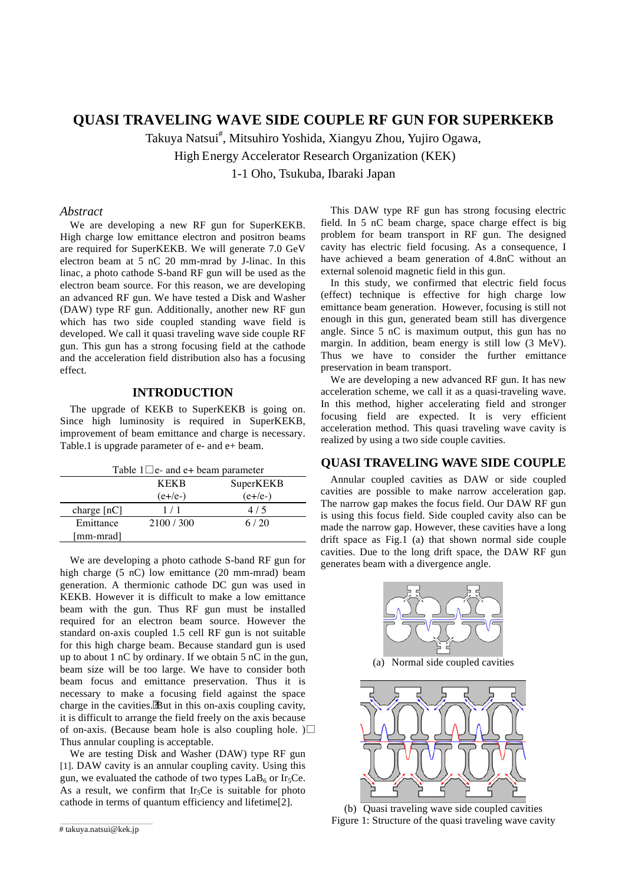# QUASI TRAVELING WAVE SIDE COUPLE RF GUN FOR SUPERKEKB

Takuya Natsui#, Mitsuhiro Yoshida, Xiangyu Zhou, Yujiro Ogawa,

High Energy Accelerator Research Organization (KEK)

1-1 Oho, Tsukuba, Ibaraki Japan

## *Abstract*

We are developing a new RF gun for SuperKEKB. High charge low emittance electron and positron beams are required for SuperKEKB. We will generate 7.0 GeV electron beam at 5 nC 20 mm-mrad by J-linac. In this linac, a photo cathode S-band RF gun will be used as the electron beam source. For this reason, we are developing an advanced RF gun. We have tested a Disk and Washer (DAW) type RF gun. Additionally, another new RF gun which has two side coupled standing wave field is developed. We call it quasi traveling wave side couple RF gun. This gun has a strong focusing field at the cathode and the acceleration field distribution also has a focusing effect.

## INTRODUCTION

The upgrade of KEKB to SuperKEKB is going on. Since high luminosity is required in SuperKEKB, improvement of beam emittance and charge is necessary. Table.1 is upgrade parameter of e- and e+ beam.

Table 1 e- and e+ beam parameter

| | KEKB (e+/e-) | SuperKEKB (e+/e-) |
|---|---|---|
| charge [nC] | 1 / 1 | 4 / 5 |
| Emittance [mm-mrad] | 2100 / 300 | 6 / 20 |

We are developing a photo cathode S-band RF gun for high charge (5 nC) low emittance (20 mm-mrad) beam generation. A thermionic cathode DC gun was used in KEKB. However it is difficult to make a low emittance beam with the gun. Thus RF gun must be installed required for an electron beam source. However the standard on-axis coupled 1.5 cell RF gun is not suitable for this high charge beam. Because standard gun is used up to about 1 nC by ordinary. If we obtain 5 nC in the gun, beam size will be too large. We have to consider both beam focus and emittance preservation. Thus it is necessary to make a focusing field against the space charge in the cavities. But in this on-axis coupling cavity, it is difficult to arrange the field freely on the axis because of on-axis. (Because beam hole is also coupling hole. ) Thus annular coupling is acceptable.

We are testing Disk and Washer (DAW) type RF gun [1]. DAW cavity is an annular coupling cavity. Using this gun, we evaluated the cathode of two types $LaB_6$ or $Ir_5Ce$. As a result, we confirm that $Ir_5Ce$ is suitable for photo cathode in terms of quantum efficiency and lifetime[2].

This DAW type RF gun has strong focusing electric field. In 5 nC beam charge, space charge effect is big problem for beam transport in RF gun. The designed cavity has electric field focusing. As a consequence, I have achieved a beam generation of 4.8nC without an external solenoid magnetic field in this gun.

In this study, we confirmed that electric field focus (effect) technique is effective for high charge low emittance beam generation. However, focusing is still not enough in this gun, generated beam still has divergence angle. Since 5 nC is maximum output, this gun has no margin. In addition, beam energy is still low (3 MeV). Thus we have to consider the further emittance preservation in beam transport.

We are developing a new advanced RF gun. It has new acceleration scheme, we call it as a quasi-traveling wave. In this method, higher accelerating field and stronger focusing field are expected. It is very efficient acceleration method. This quasi traveling wave cavity is realized by using a two side couple cavities.

## QUASI TRAVELING WAVE SIDE COUPLE

Annular coupled cavities as DAW or side coupled cavities are possible to make narrow acceleration gap. The narrow gap makes the focus field. Our DAW RF gun is using this focus field. Side coupled cavity also can be made the narrow gap. However, these cavities have a long drift space as Fig.1 (a) that shown normal side couple cavities. Due to the long drift space, the DAW RF gun generates beam with a divergence angle.

(a) Normal side coupled cavities

(b) Quasi traveling wave side coupled cavities

Figure 1: Structure of the quasi traveling wave cavity

# takuya.natsui@kek.jp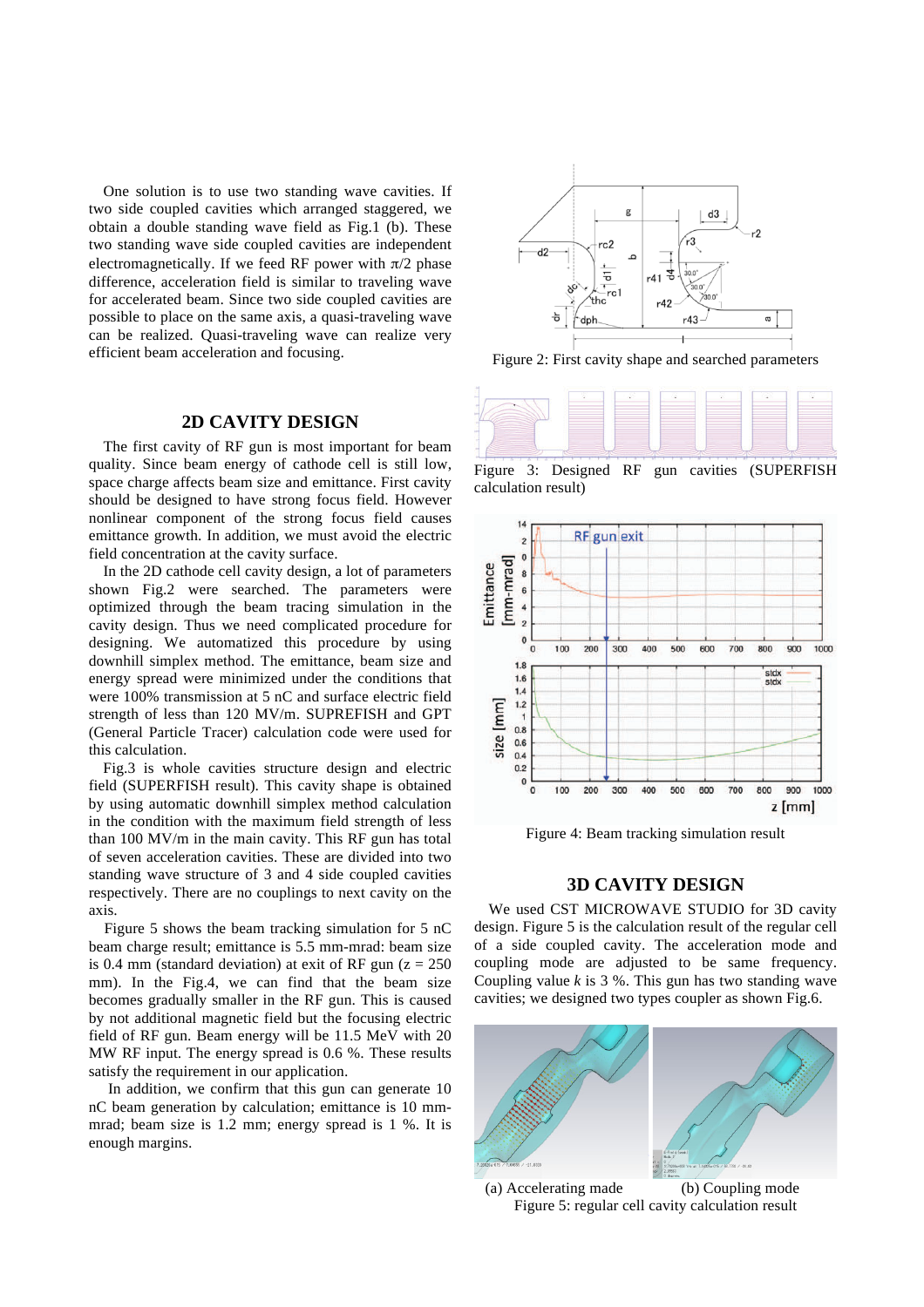One solution is to use two standing wave cavities. If two side coupled cavities which arranged staggered, we obtain a double standing wave field as Fig.1 (b). These two standing wave side coupled cavities are independent electromagnetically. If we feed RF power with $\pi/2$ phase difference, acceleration field is similar to traveling wave for accelerated beam. Since two side coupled cavities are possible to place on the same axis, a quasi-traveling wave can be realized. Quasi-traveling wave can realize very efficient beam acceleration and focusing.

## 2D CAVITY DESIGN

The first cavity of RF gun is most important for beam quality. Since beam energy of cathode cell is still low, space charge affects beam size and emittance. First cavity should be designed to have strong focus field. However nonlinear component of the strong focus field causes emittance growth. In addition, we must avoid the electric field concentration at the cavity surface.

In the 2D cathode cell cavity design, a lot of parameters shown Fig.2 were searched. The parameters were optimized through the beam tracing simulation in the cavity design. Thus we need complicated procedure for designing. We automatized this procedure by using downhill simplex method. The emittance, beam size and energy spread were minimized under the conditions that were 100% transmission at 5 nC and surface electric field strength of less than 120 MV/m. SUPREFISH and GPT (General Particle Tracer) calculation code were used for this calculation.

Fig.3 is whole cavities structure design and electric field (SUPERFISH result). This cavity shape is obtained by using automatic downhill simplex method calculation in the condition with the maximum field strength of less than 100 MV/m in the main cavity. This RF gun has total of seven acceleration cavities. These are divided into two standing wave structure of 3 and 4 side coupled cavities respectively. There are no couplings to next cavity on the axis.

Figure 5 shows the beam tracking simulation for 5 nC beam charge result; emittance is 5.5 mm-mrad: beam size is 0.4 mm (standard deviation) at exit of RF gun (z = 250 mm). In the Fig.4, we can find that the beam size becomes gradually smaller in the RF gun. This is caused by not additional magnetic field but the focusing electric field of RF gun. Beam energy will be 11.5 MeV with 20 MW RF input. The energy spread is 0.6 %. These results satisfy the requirement in our application.

In addition, we confirm that this gun can generate 10 nC beam generation by calculation; emittance is 10 mm-mrad; beam size is 1.2 mm; energy spread is 1 %. It is enough margins.

Figure 2: First cavity shape and searched parameters

Figure 3: Designed RF gun cavities (SUPERFISH calculation result)

Figure 4: Beam tracking simulation result

## 3D CAVITY DESIGN

We used CST MICROWAVE STUDIO for 3D cavity design. Figure 5 is the calculation result of the regular cell of a side coupled cavity. The acceleration mode and coupling mode are adjusted to be same frequency. Coupling value *k* is 3 %. This gun has two standing wave cavities; we designed two types coupler as shown Fig.6.

(a) Accelerating made (b) Coupling mode

Figure 5: regular cell cavity calculation result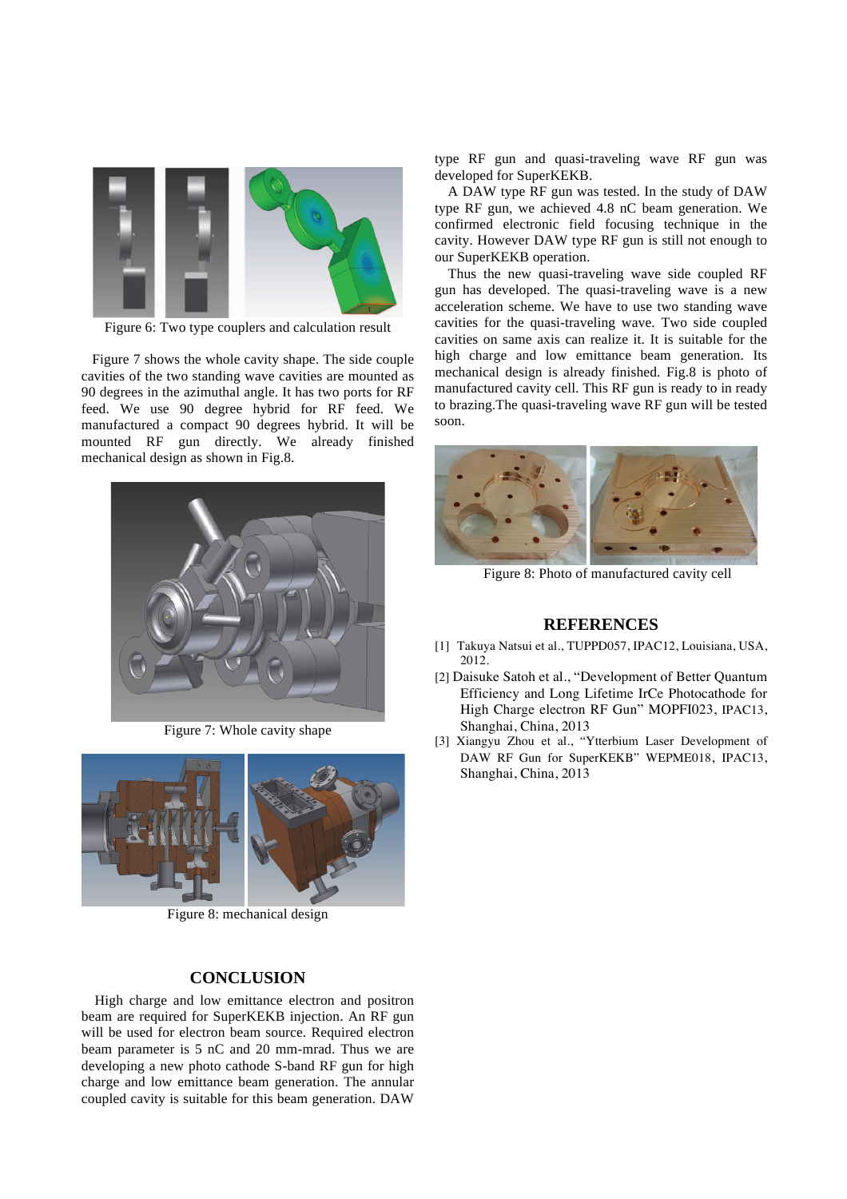Figure 6: Two type couplers and calculation result

Figure 7 shows the whole cavity shape. The side couple cavities of the two standing wave cavities are mounted as 90 degrees in the azimuthal angle. It has two ports for RF feed. We use 90 degree hybrid for RF feed. We manufactured a compact 90 degrees hybrid. It will be mounted RF gun directly. We already finished mechanical design as shown in Fig.8.

Figure 7: Whole cavity shape

Figure 8: mechanical design

## CONCLUSION

High charge and low emittance electron and positron beam are required for SuperKEKB injection. An RF gun will be used for electron beam source. Required electron beam parameter is 5 nC and 20 mm-mrad. Thus we are developing a new photo cathode S-band RF gun for high charge and low emittance beam generation. The annular coupled cavity is suitable for this beam generation. DAW type RF gun and quasi-traveling wave RF gun was developed for SuperKEKB.

A DAW type RF gun was tested. In the study of DAW type RF gun, we achieved 4.8 nC beam generation. We confirmed electronic field focusing technique in the cavity. However DAW type RF gun is still not enough to our SuperKEKB operation.

Thus the new quasi-traveling wave side coupled RF gun has developed. The quasi-traveling wave is a new acceleration scheme. We have to use two standing wave cavities for the quasi-traveling wave. Two side coupled cavities on same axis can realize it. It is suitable for the high charge and low emittance beam generation. Its mechanical design is already finished. Fig.8 is photo of manufactured cavity cell. This RF gun is ready to in ready to brazing.The quasi-traveling wave RF gun will be tested soon.

Figure 8: Photo of manufactured cavity cell

## REFERENCES

[1] Takuya Natsui et al., TUPPD057, IPAC12, Louisiana, USA, 2012.

[2] Daisuke Satoh et al., "Development of Better Quantum Efficiency and Long Lifetime IrCe Photocathode for High Charge electron RF Gun" MOPFI023, IPAC13, Shanghai, China, 2013

[3] Xiangyu Zhou et al., "Ytterbium Laser Development of DAW RF Gun for SuperKEKB" WEPME018, IPAC13, Shanghai, China, 2013